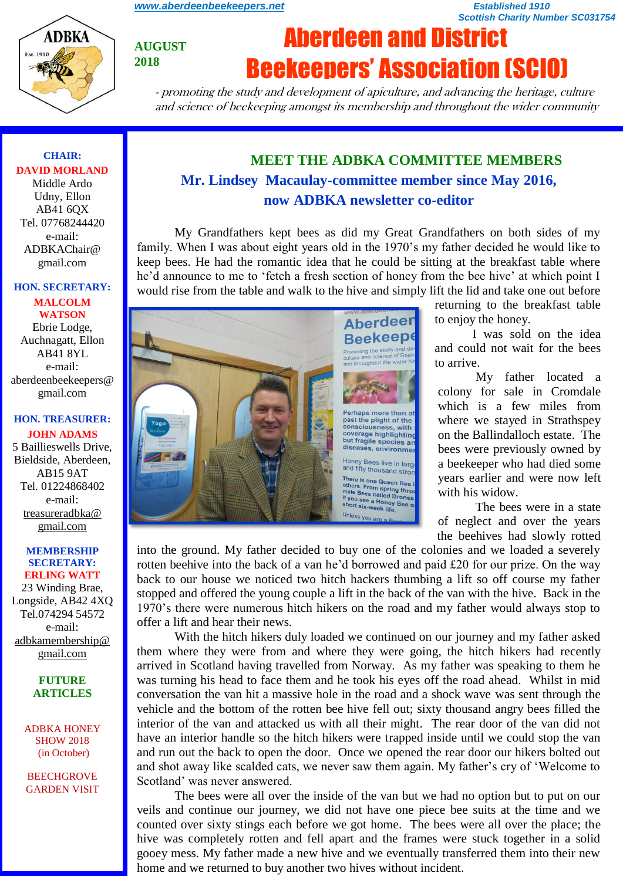www.aberdeenbeekeepers.net

Established 1910
Scottish Charity Number SC031754

AUGUST 2018

# Aberdeen and District Beekeepers' Association (SCIO)

*- promoting the study and development of apiculture, and advancing the heritage, culture and science of beekeeping amongst its membership and throughout the wider community*

**CHAIR:**
**DAVID MORLAND**
Middle Ardo
Udny, Ellon
AB41 6QX
Tel. 07768244420
e-mail:
ADBKAChair@gmail.com

**HON. SECRETARY:**
**MALCOLM WATSON**
Ebrie Lodge,
Auchnagatt, Ellon
AB41 8YL
e-mail:
aberdeenbeekeepers@gmail.com

**HON. TREASURER:**
**JOHN ADAMS**
5 Baillieswells Drive,
Bieldside, Aberdeen,
AB15 9AT
Tel. 01224868402
e-mail:
treasureradbka@gmail.com

**MEMBERSHIP SECRETARY:**
**ERLING WATT**
23 Winding Brae,
Longside, AB42 4XQ
Tel.074294 54572
e-mail:
adbkamembership@gmail.com

**FUTURE ARTICLES**

ADBKA HONEY SHOW 2018
(in October)

BEECHGROVE GARDEN VISIT

## MEET THE ADBKA COMMITTEE MEMBERS

### Mr. Lindsey Macaulay-committee member since May 2016, now ADBKA newsletter co-editor

My Grandfathers kept bees as did my Great Grandfathers on both sides of my family. When I was about eight years old in the 1970's my father decided he would like to keep bees. He had the romantic idea that he could be sitting at the breakfast table where he'd announce to me to 'fetch a fresh section of honey from the bee hive' at which point I would rise from the table and walk to the hive and simply lift the lid and take one out before returning to the breakfast table to enjoy the honey.

I was sold on the idea and could not wait for the bees to arrive.

My father located a colony for sale in Cromdale which is a few miles from where we stayed in Strathspey on the Ballindalloch estate. The bees were previously owned by a beekeeper who had died some years earlier and were now left with his widow.

The bees were in a state of neglect and over the years the beehives had slowly rotted into the ground. My father decided to buy one of the colonies and we loaded a severely rotten beehive into the back of a van he'd borrowed and paid £20 for our prize. On the way back to our house we noticed two hitch hackers thumbing a lift so off course my father stopped and offered the young couple a lift in the back of the van with the hive. Back in the 1970's there were numerous hitch hikers on the road and my father would always stop to offer a lift and hear their news.

With the hitch hikers duly loaded we continued on our journey and my father asked them where they were from and where they were going, the hitch hikers had recently arrived in Scotland having travelled from Norway. As my father was speaking to them he was turning his head to face them and he took his eyes off the road ahead. Whilst in mid conversation the van hit a massive hole in the road and a shock wave was sent through the vehicle and the bottom of the rotten bee hive fell out; sixty thousand angry bees filled the interior of the van and attacked us with all their might. The rear door of the van did not have an interior handle so the hitch hikers were trapped inside until we could stop the van and run out the back to open the door. Once we opened the rear door our hikers bolted out and shot away like scalded cats, we never saw them again. My father's cry of 'Welcome to Scotland' was never answered.

The bees were all over the inside of the van but we had no option but to put on our veils and continue our journey, we did not have one piece bee suits at the time and we counted over sixty stings each before we got home. The bees were all over the place; the hive was completely rotten and fell apart and the frames were stuck together in a solid gooey mess. My father made a new hive and we eventually transferred them into their new home and we returned to buy another two hives without incident.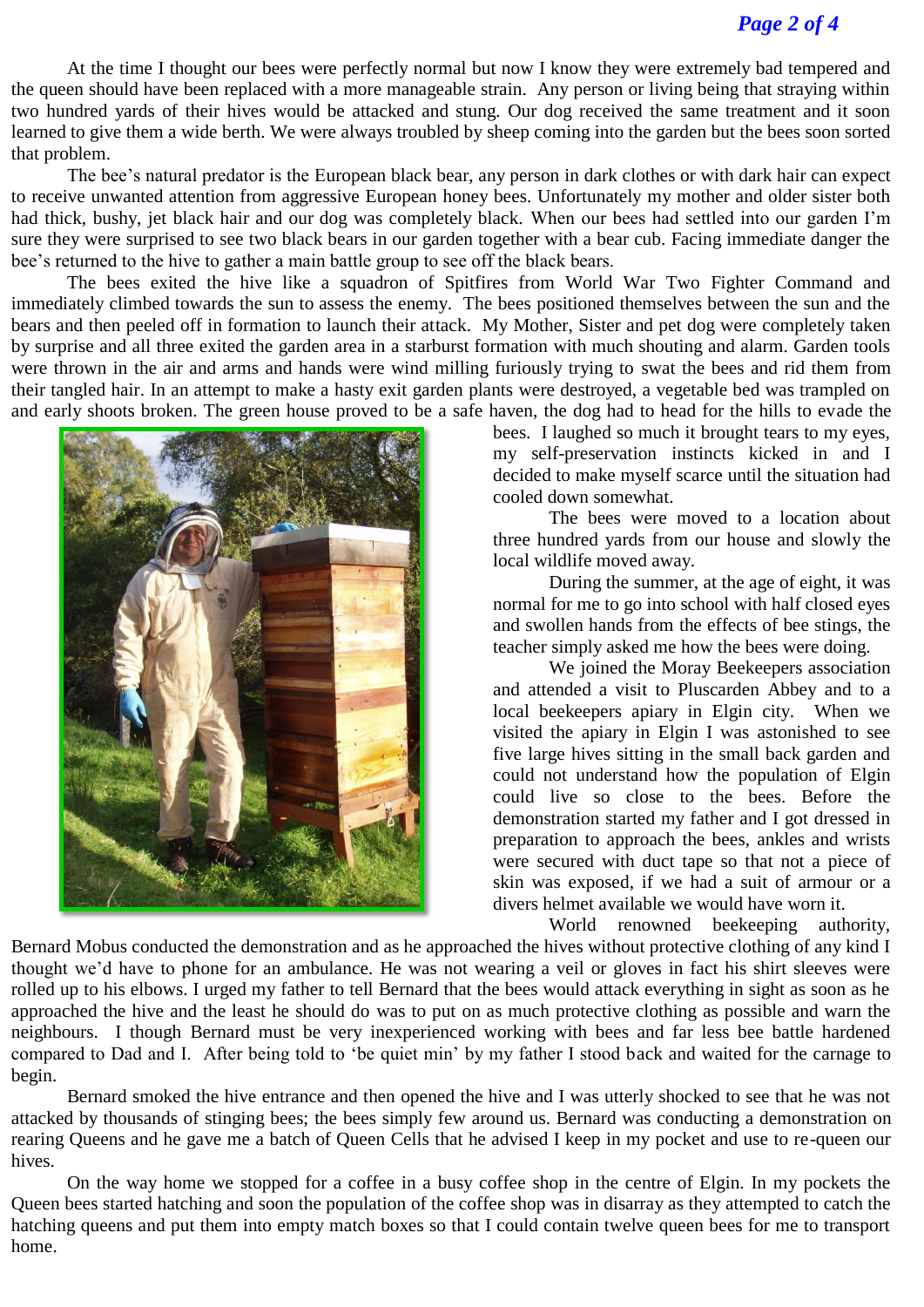At the time I thought our bees were perfectly normal but now I know they were extremely bad tempered and the queen should have been replaced with a more manageable strain. Any person or living being that straying within two hundred yards of their hives would be attacked and stung. Our dog received the same treatment and it soon learned to give them a wide berth. We were always troubled by sheep coming into the garden but the bees soon sorted that problem.

The bee's natural predator is the European black bear, any person in dark clothes or with dark hair can expect to receive unwanted attention from aggressive European honey bees. Unfortunately my mother and older sister both had thick, bushy, jet black hair and our dog was completely black. When our bees had settled into our garden I'm sure they were surprised to see two black bears in our garden together with a bear cub. Facing immediate danger the bee's returned to the hive to gather a main battle group to see off the black bears.

The bees exited the hive like a squadron of Spitfires from World War Two Fighter Command and immediately climbed towards the sun to assess the enemy. The bees positioned themselves between the sun and the bears and then peeled off in formation to launch their attack. My Mother, Sister and pet dog were completely taken by surprise and all three exited the garden area in a starburst formation with much shouting and alarm. Garden tools were thrown in the air and arms and hands were wind milling furiously trying to swat the bees and rid them from their tangled hair. In an attempt to make a hasty exit garden plants were destroyed, a vegetable bed was trampled on and early shoots broken. The green house proved to be a safe haven, the dog had to head for the hills to evade the bees. I laughed so much it brought tears to my eyes, my self-preservation instincts kicked in and I decided to make myself scarce until the situation had cooled down somewhat.

The bees were moved to a location about three hundred yards from our house and slowly the local wildlife moved away.

During the summer, at the age of eight, it was normal for me to go into school with half closed eyes and swollen hands from the effects of bee stings, the teacher simply asked me how the bees were doing.

We joined the Moray Beekeepers association and attended a visit to Pluscarden Abbey and to a local beekeepers apiary in Elgin city. When we visited the apiary in Elgin I was astonished to see five large hives sitting in the small back garden and could not understand how the population of Elgin could live so close to the bees. Before the demonstration started my father and I got dressed in preparation to approach the bees, ankles and wrists were secured with duct tape so that not a piece of skin was exposed, if we had a suit of armour or a divers helmet available we would have worn it.

World renowned beekeeping authority, Bernard Mobus conducted the demonstration and as he approached the hives without protective clothing of any kind I thought we'd have to phone for an ambulance. He was not wearing a veil or gloves in fact his shirt sleeves were rolled up to his elbows. I urged my father to tell Bernard that the bees would attack everything in sight as soon as he approached the hive and the least he should do was to put on as much protective clothing as possible and warn the neighbours. I though Bernard must be very inexperienced working with bees and far less bee battle hardened compared to Dad and I. After being told to 'be quiet min' by my father I stood back and waited for the carnage to begin.

Bernard smoked the hive entrance and then opened the hive and I was utterly shocked to see that he was not attacked by thousands of stinging bees; the bees simply few around us. Bernard was conducting a demonstration on rearing Queens and he gave me a batch of Queen Cells that he advised I keep in my pocket and use to re-queen our hives.

On the way home we stopped for a coffee in a busy coffee shop in the centre of Elgin. In my pockets the Queen bees started hatching and soon the population of the coffee shop was in disarray as they attempted to catch the hatching queens and put them into empty match boxes so that I could contain twelve queen bees for me to transport home.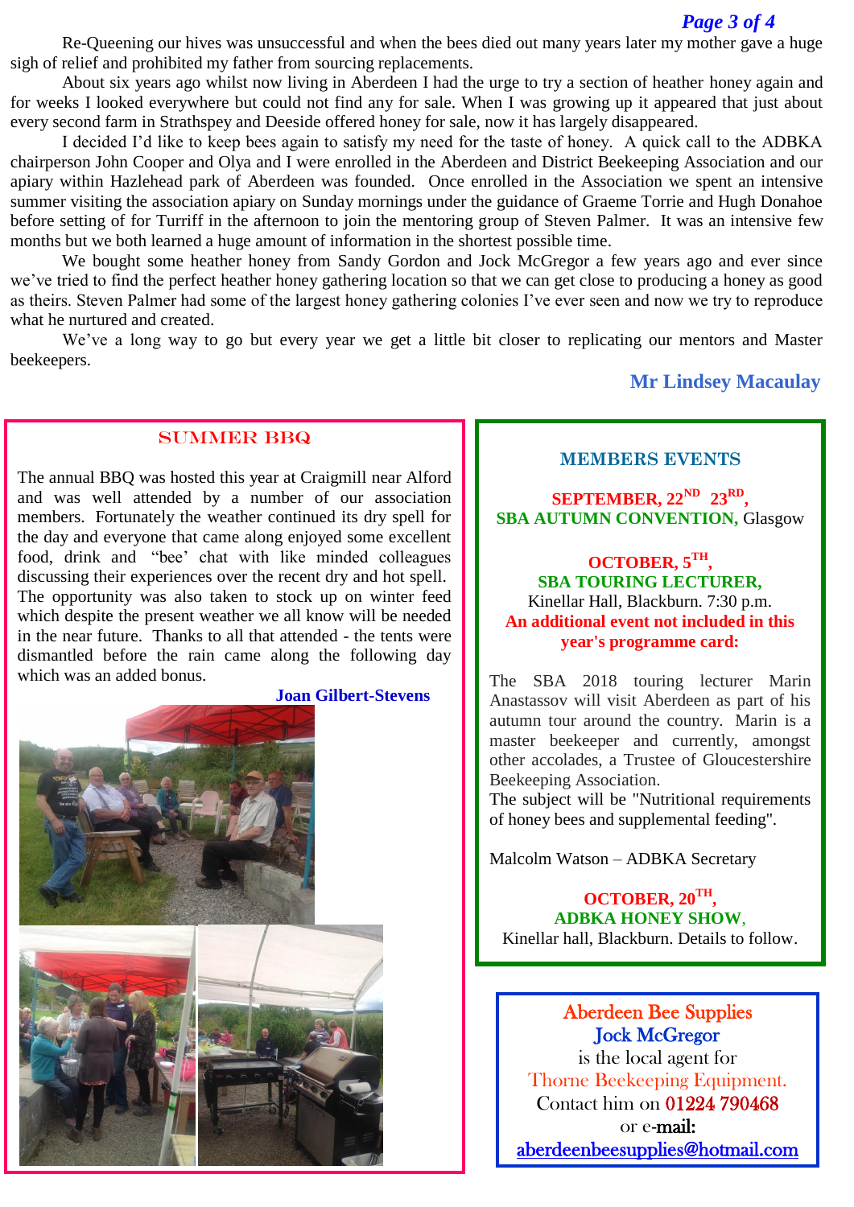Re-Queening our hives was unsuccessful and when the bees died out many years later my mother gave a huge sigh of relief and prohibited my father from sourcing replacements.

About six years ago whilst now living in Aberdeen I had the urge to try a section of heather honey again and for weeks I looked everywhere but could not find any for sale. When I was growing up it appeared that just about every second farm in Strathspey and Deeside offered honey for sale, now it has largely disappeared.

I decided I'd like to keep bees again to satisfy my need for the taste of honey. A quick call to the ADBKA chairperson John Cooper and Olya and I were enrolled in the Aberdeen and District Beekeeping Association and our apiary within Hazlehead park of Aberdeen was founded. Once enrolled in the Association we spent an intensive summer visiting the association apiary on Sunday mornings under the guidance of Graeme Torrie and Hugh Donahoe before setting of for Turriff in the afternoon to join the mentoring group of Steven Palmer. It was an intensive few months but we both learned a huge amount of information in the shortest possible time.

We bought some heather honey from Sandy Gordon and Jock McGregor a few years ago and ever since we've tried to find the perfect heather honey gathering location so that we can get close to producing a honey as good as theirs. Steven Palmer had some of the largest honey gathering colonies I've ever seen and now we try to reproduce what he nurtured and created.

We've a long way to go but every year we get a little bit closer to replicating our mentors and Master beekeepers.

**Mr Lindsey Macaulay**

## SUMMER BBQ

The annual BBQ was hosted this year at Craigmill near Alford and was well attended by a number of our association members. Fortunately the weather continued its dry spell for the day and everyone that came along enjoyed some excellent food, drink and "bee' chat with like minded colleagues discussing their experiences over the recent dry and hot spell. The opportunity was also taken to stock up on winter feed which despite the present weather we all know will be needed in the near future. Thanks to all that attended - the tents were dismantled before the rain came along the following day which was an added bonus.

**Joan Gilbert-Stevens**

## MEMBERS EVENTS

**SEPTEMBER, 22ND 23RD,**
**SBA AUTUMN CONVENTION,** Glasgow

**OCTOBER, 5TH,**
**SBA TOURING LECTURER,**
Kinellar Hall, Blackburn. 7:30 p.m.
**An additional event not included in this year's programme card:**

The SBA 2018 touring lecturer Marin Anastassov will visit Aberdeen as part of his autumn tour around the country. Marin is a master beekeeper and currently, amongst other accolades, a Trustee of Gloucestershire Beekeeping Association.
The subject will be "Nutritional requirements of honey bees and supplemental feeding".

Malcolm Watson – ADBKA Secretary

**OCTOBER, 20TH,**
**ADBKA HONEY SHOW,**
Kinellar hall, Blackburn. Details to follow.

Aberdeen Bee Supplies
Jock McGregor
is the local agent for
Thorne Beekeeping Equipment.
Contact him on 01224 790468
or e-**mail:**
aberdeenbeesupplies@hotmail.com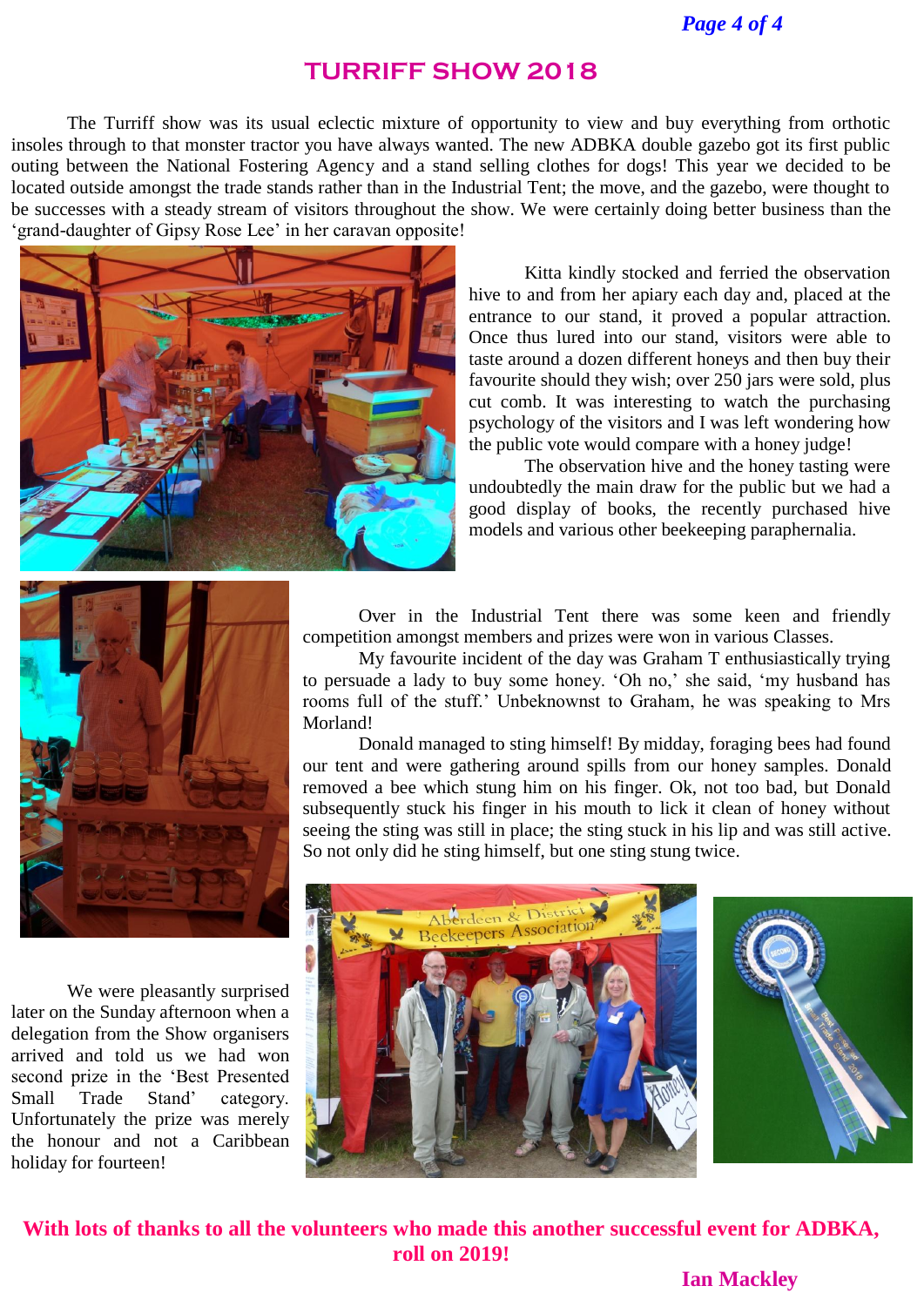# TURRIFF SHOW 2018

The Turriff show was its usual eclectic mixture of opportunity to view and buy everything from orthotic insoles through to that monster tractor you have always wanted. The new ADBKA double gazebo got its first public outing between the National Fostering Agency and a stand selling clothes for dogs! This year we decided to be located outside amongst the trade stands rather than in the Industrial Tent; the move, and the gazebo, were thought to be successes with a steady stream of visitors throughout the show. We were certainly doing better business than the 'grand-daughter of Gipsy Rose Lee' in her caravan opposite!

Kitta kindly stocked and ferried the observation hive to and from her apiary each day and, placed at the entrance to our stand, it proved a popular attraction. Once thus lured into our stand, visitors were able to taste around a dozen different honeys and then buy their favourite should they wish; over 250 jars were sold, plus cut comb. It was interesting to watch the purchasing psychology of the visitors and I was left wondering how the public vote would compare with a honey judge!

The observation hive and the honey tasting were undoubtedly the main draw for the public but we had a good display of books, the recently purchased hive models and various other beekeeping paraphernalia.

Over in the Industrial Tent there was some keen and friendly competition amongst members and prizes were won in various Classes.

My favourite incident of the day was Graham T enthusiastically trying to persuade a lady to buy some honey. 'Oh no,' she said, 'my husband has rooms full of the stuff.' Unbeknownst to Graham, he was speaking to Mrs Morland!

Donald managed to sting himself! By midday, foraging bees had found our tent and were gathering around spills from our honey samples. Donald removed a bee which stung him on his finger. Ok, not too bad, but Donald subsequently stuck his finger in his mouth to lick it clean of honey without seeing the sting was still in place; the sting stuck in his lip and was still active. So not only did he sting himself, but one sting stung twice.

We were pleasantly surprised later on the Sunday afternoon when a delegation from the Show organisers arrived and told us we had won second prize in the 'Best Presented Small Trade Stand' category. Unfortunately the prize was merely the honour and not a Caribbean holiday for fourteen!

**With lots of thanks to all the volunteers who made this another successful event for ADBKA, roll on 2019!**

**Ian Mackley**